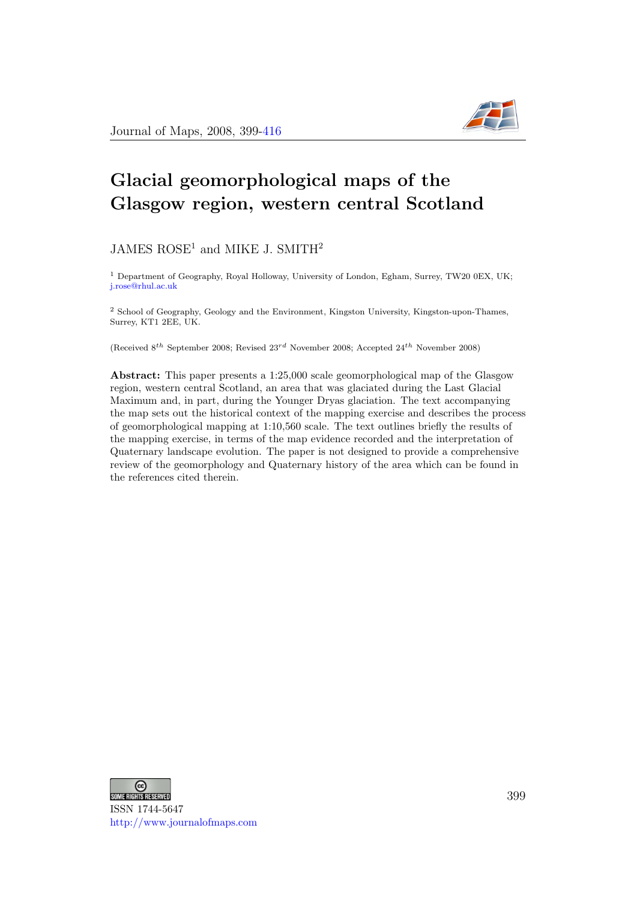# Glacial geomorphological maps of the Glasgow region, western central Scotland

JAMES ROSE[1] and MIKE J. SMITH[2]

[1] Department of Geography, Royal Holloway, University of London, Egham, Surrey, TW20 0EX, UK; j.rose@rhul.ac.uk

[2] School of Geography, Geology and the Environment, Kingston University, Kingston-upon-Thames, Surrey, KT1 2EE, UK.

(Received 8th September 2008; Revised 23rd November 2008; Accepted 24th November 2008)

**Abstract:** This paper presents a 1:25,000 scale geomorphological map of the Glasgow region, western central Scotland, an area that was glaciated during the Last Glacial Maximum and, in part, during the Younger Dryas glaciation. The text accompanying the map sets out the historical context of the mapping exercise and describes the process of geomorphological mapping at 1:10,560 scale. The text outlines briefly the results of the mapping exercise, in terms of the map evidence recorded and the interpretation of Quaternary landscape evolution. The paper is not designed to provide a comprehensive review of the geomorphology and Quaternary history of the area which can be found in the references cited therein.

ISSN 1744-5647
http://www.journalofmaps.com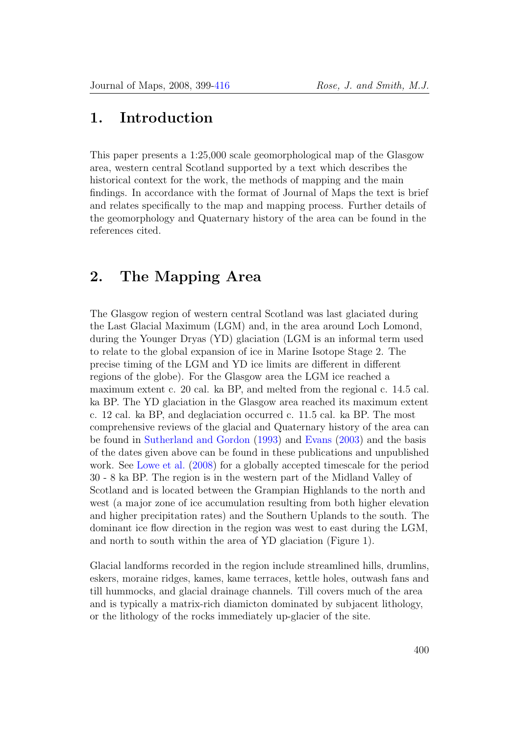## 1. Introduction

This paper presents a 1:25,000 scale geomorphological map of the Glasgow area, western central Scotland supported by a text which describes the historical context for the work, the methods of mapping and the main findings. In accordance with the format of Journal of Maps the text is brief and relates specifically to the map and mapping process. Further details of the geomorphology and Quaternary history of the area can be found in the references cited.

## 2. The Mapping Area

The Glasgow region of western central Scotland was last glaciated during the Last Glacial Maximum (LGM) and, in the area around Loch Lomond, during the Younger Dryas (YD) glaciation (LGM is an informal term used to relate to the global expansion of ice in Marine Isotope Stage 2. The precise timing of the LGM and YD ice limits are different in different regions of the globe). For the Glasgow area the LGM ice reached a maximum extent c. 20 cal. ka BP, and melted from the regional c. 14.5 cal. ka BP. The YD glaciation in the Glasgow area reached its maximum extent c. 12 cal. ka BP, and deglaciation occurred c. 11.5 cal. ka BP. The most comprehensive reviews of the glacial and Quaternary history of the area can be found in Sutherland and Gordon (1993) and Evans (2003) and the basis of the dates given above can be found in these publications and unpublished work. See Lowe et al. (2008) for a globally accepted timescale for the period 30 - 8 ka BP. The region is in the western part of the Midland Valley of Scotland and is located between the Grampian Highlands to the north and west (a major zone of ice accumulation resulting from both higher elevation and higher precipitation rates) and the Southern Uplands to the south. The dominant ice flow direction in the region was west to east during the LGM, and north to south within the area of YD glaciation (Figure 1).

Glacial landforms recorded in the region include streamlined hills, drumlins, eskers, moraine ridges, kames, kame terraces, kettle holes, outwash fans and till hummocks, and glacial drainage channels. Till covers much of the area and is typically a matrix-rich diamicton dominated by subjacent lithology, or the lithology of the rocks immediately up-glacier of the site.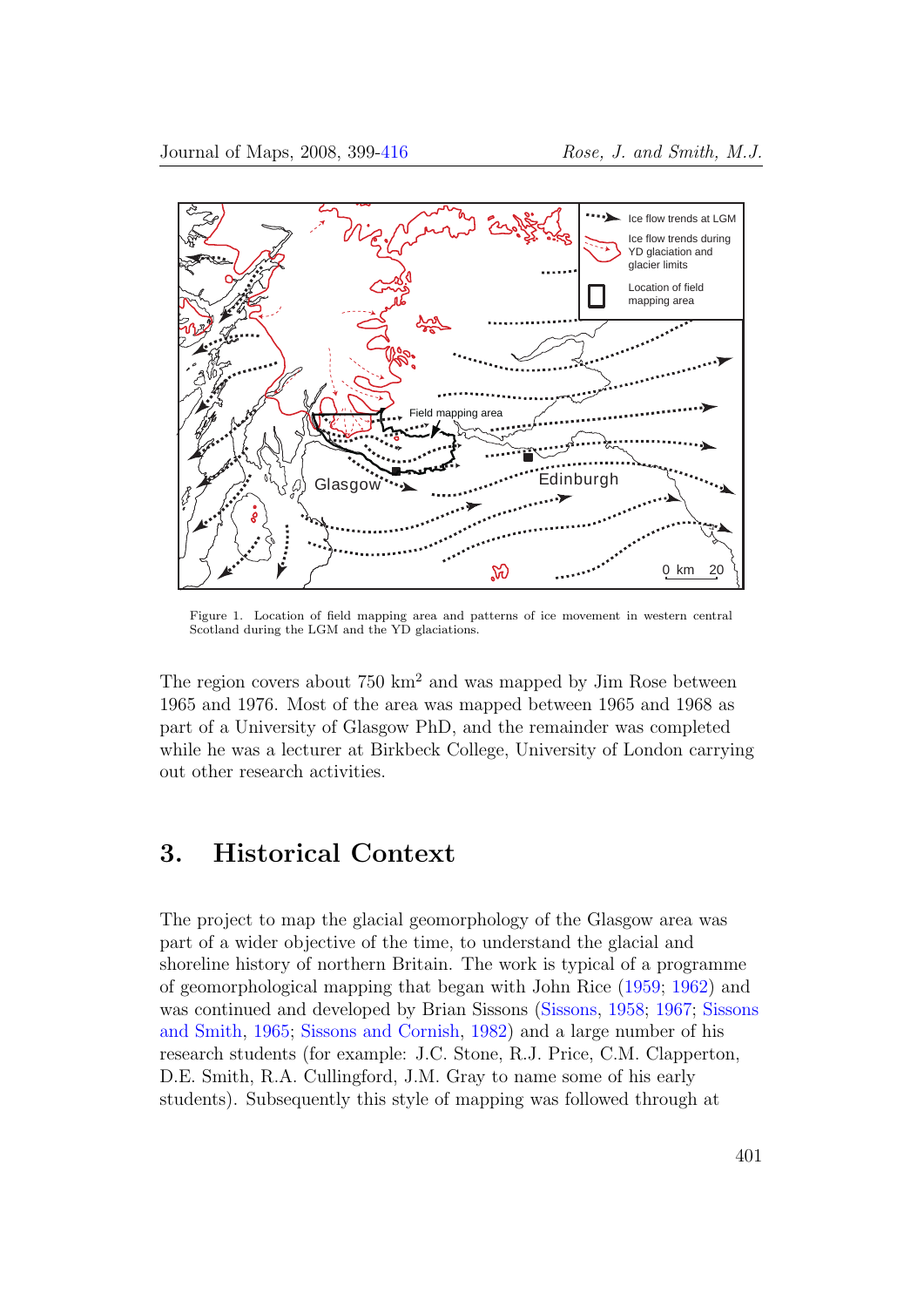Figure 1. Location of field mapping area and patterns of ice movement in western central Scotland during the LGM and the YD glaciations.

The region covers about 750 km$^2$ and was mapped by Jim Rose between 1965 and 1976. Most of the area was mapped between 1965 and 1968 as part of a University of Glasgow PhD, and the remainder was completed while he was a lecturer at Birkbeck College, University of London carrying out other research activities.

## 3. Historical Context

The project to map the glacial geomorphology of the Glasgow area was part of a wider objective of the time, to understand the glacial and shoreline history of northern Britain. The work is typical of a programme of geomorphological mapping that began with John Rice (1959; 1962) and was continued and developed by Brian Sissons (Sissons, 1958; 1967; Sissons and Smith, 1965; Sissons and Cornish, 1982) and a large number of his research students (for example: J.C. Stone, R.J. Price, C.M. Clapperton, D.E. Smith, R.A. Cullingford, J.M. Gray to name some of his early students). Subsequently this style of mapping was followed through at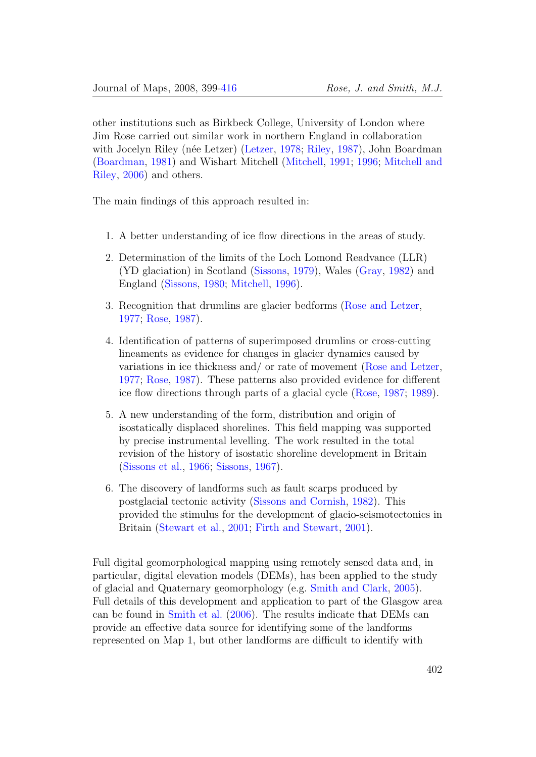other institutions such as Birkbeck College, University of London where Jim Rose carried out similar work in northern England in collaboration with Jocelyn Riley (née Letzer) (Letzer, 1978; Riley, 1987), John Boardman (Boardman, 1981) and Wishart Mitchell (Mitchell, 1991; 1996; Mitchell and Riley, 2006) and others.

The main findings of this approach resulted in:

1. A better understanding of ice flow directions in the areas of study.
2. Determination of the limits of the Loch Lomond Readvance (LLR) (YD glaciation) in Scotland (Sissons, 1979), Wales (Gray, 1982) and England (Sissons, 1980; Mitchell, 1996).
3. Recognition that drumlins are glacier bedforms (Rose and Letzer, 1977; Rose, 1987).
4. Identification of patterns of superimposed drumlins or cross-cutting lineaments as evidence for changes in glacier dynamics caused by variations in ice thickness and/ or rate of movement (Rose and Letzer, 1977; Rose, 1987). These patterns also provided evidence for different ice flow directions through parts of a glacial cycle (Rose, 1987; 1989).
5. A new understanding of the form, distribution and origin of isostatically displaced shorelines. This field mapping was supported by precise instrumental levelling. The work resulted in the total revision of the history of isostatic shoreline development in Britain (Sissons et al., 1966; Sissons, 1967).
6. The discovery of landforms such as fault scarps produced by postglacial tectonic activity (Sissons and Cornish, 1982). This provided the stimulus for the development of glacio-seismotectonics in Britain (Stewart et al., 2001; Firth and Stewart, 2001).

Full digital geomorphological mapping using remotely sensed data and, in particular, digital elevation models (DEMs), has been applied to the study of glacial and Quaternary geomorphology (e.g. Smith and Clark, 2005). Full details of this development and application to part of the Glasgow area can be found in Smith et al. (2006). The results indicate that DEMs can provide an effective data source for identifying some of the landforms represented on Map 1, but other landforms are difficult to identify with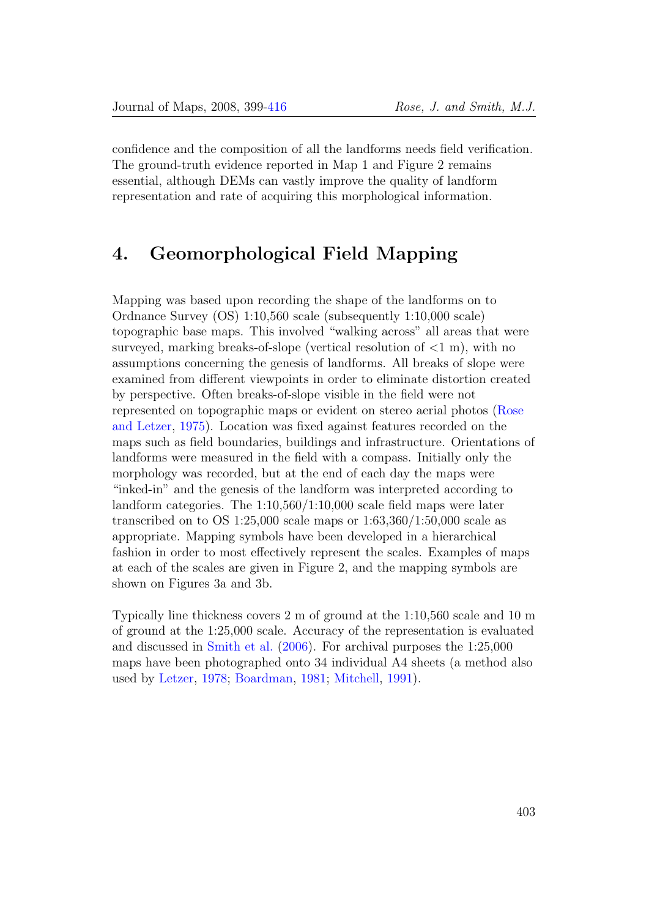confidence and the composition of all the landforms needs field verification. The ground-truth evidence reported in Map 1 and Figure 2 remains essential, although DEMs can vastly improve the quality of landform representation and rate of acquiring this morphological information.

## 4. Geomorphological Field Mapping

Mapping was based upon recording the shape of the landforms on to Ordnance Survey (OS) 1:10,560 scale (subsequently 1:10,000 scale) topographic base maps. This involved "walking across" all areas that were surveyed, marking breaks-of-slope (vertical resolution of <1 m), with no assumptions concerning the genesis of landforms. All breaks of slope were examined from different viewpoints in order to eliminate distortion created by perspective. Often breaks-of-slope visible in the field were not represented on topographic maps or evident on stereo aerial photos (Rose and Letzer, 1975). Location was fixed against features recorded on the maps such as field boundaries, buildings and infrastructure. Orientations of landforms were measured in the field with a compass. Initially only the morphology was recorded, but at the end of each day the maps were "inked-in" and the genesis of the landform was interpreted according to landform categories. The 1:10,560/1:10,000 scale field maps were later transcribed on to OS 1:25,000 scale maps or 1:63,360/1:50,000 scale as appropriate. Mapping symbols have been developed in a hierarchical fashion in order to most effectively represent the scales. Examples of maps at each of the scales are given in Figure 2, and the mapping symbols are shown on Figures 3a and 3b.

Typically line thickness covers 2 m of ground at the 1:10,560 scale and 10 m of ground at the 1:25,000 scale. Accuracy of the representation is evaluated and discussed in Smith et al. (2006). For archival purposes the 1:25,000 maps have been photographed onto 34 individual A4 sheets (a method also used by Letzer, 1978; Boardman, 1981; Mitchell, 1991).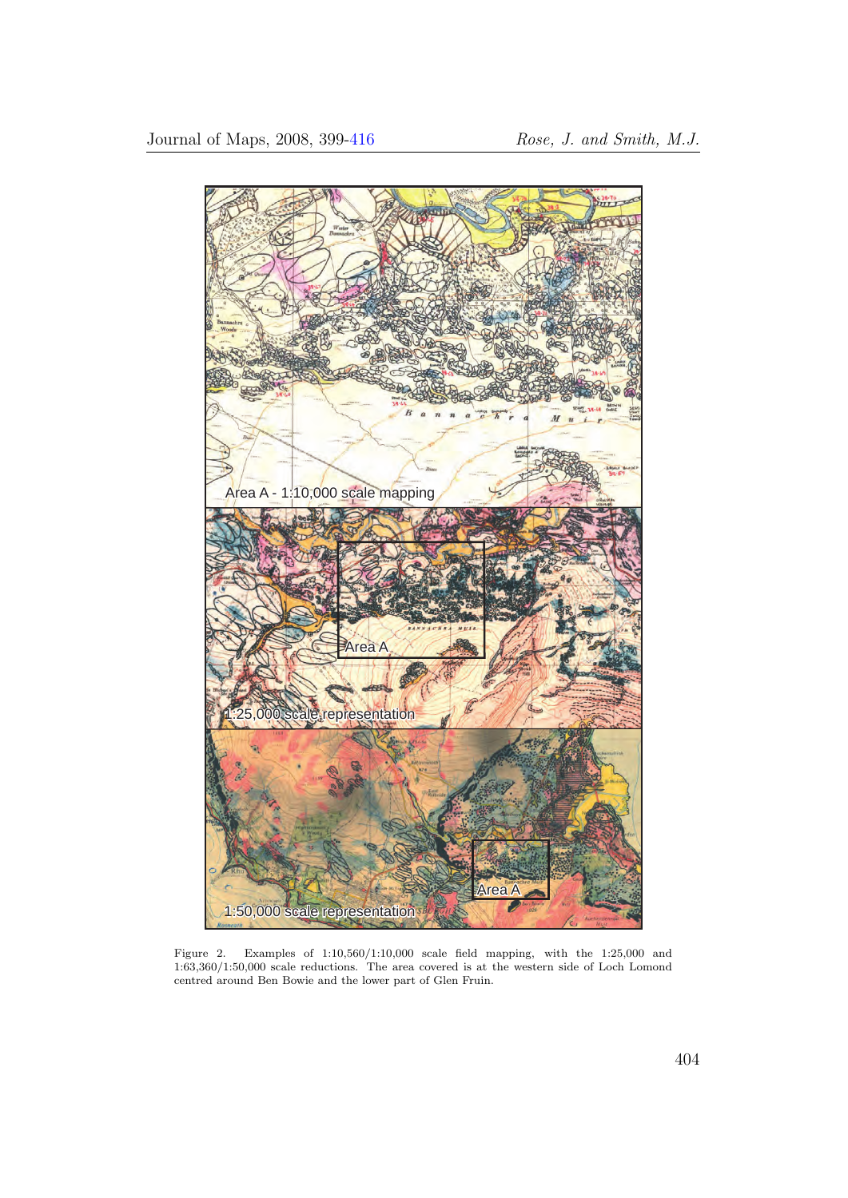Figure 2. Examples of 1:10,560/1:10,000 scale field mapping, with the 1:25,000 and 1:63,360/1:50,000 scale reductions. The area covered is at the western side of Loch Lomond centred around Ben Bowie and the lower part of Glen Fruin.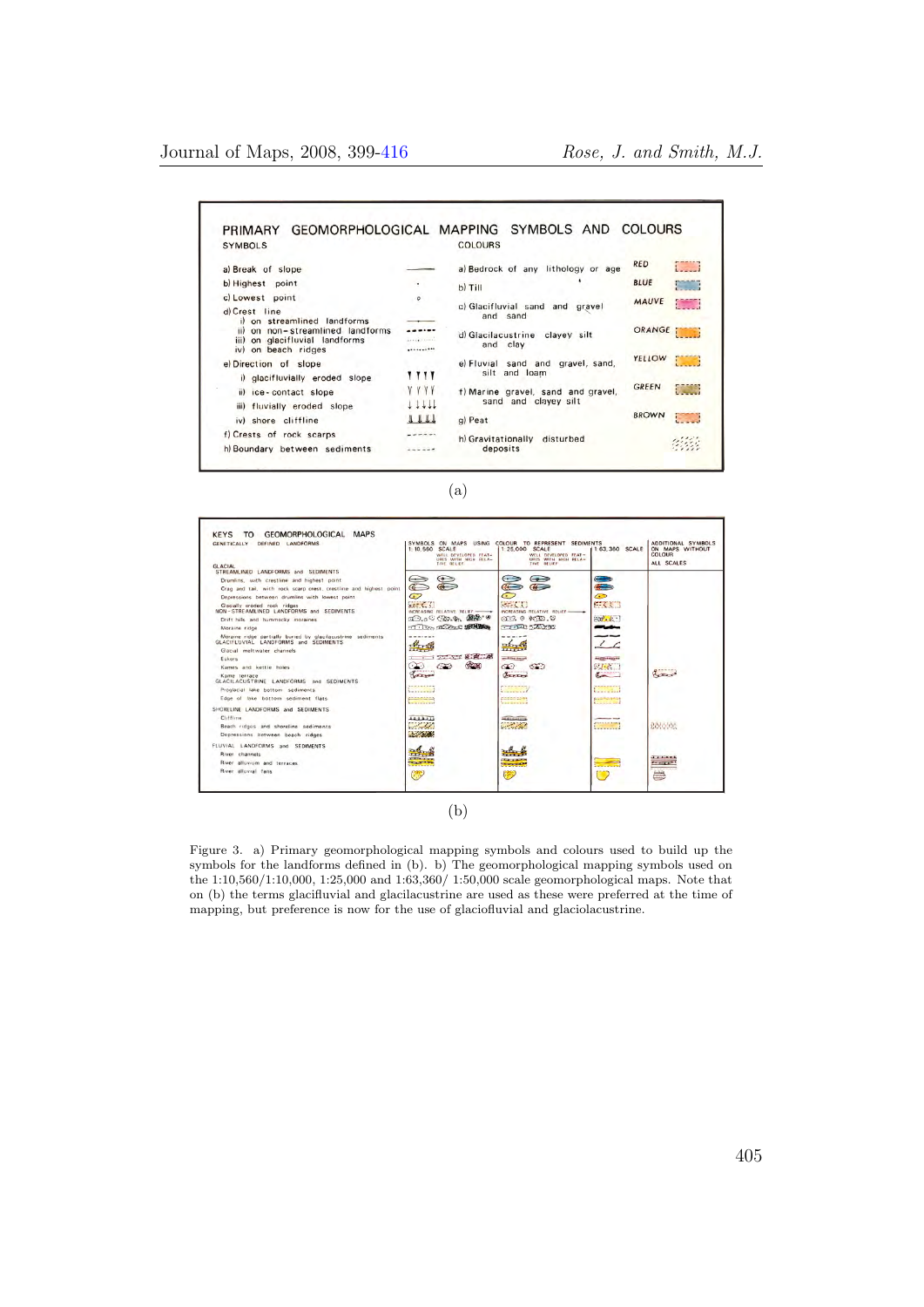## PRIMARY GEOMORPHOLOGICAL MAPPING SYMBOLS AND COLOURS

| SYMBOLS | | COLOURS | |
|---|---|---|---|
| a) Break of slope | | a) Bedrock of any lithology or age | RED |
| b) Highest point | | b) Till | BLUE |
| c) Lowest point | | c) Glacifluvial sand and gravel and sand | MAUVE |
| d) Crest line | | d) Glacilacustrine clayey silt and clay | ORANGE |
| i) on streamlined landforms | | e) Fluvial sand and gravel, sand, silt and loam | YELLOW |
| ii) on non-streamlined landforms | | f) Marine gravel, sand and gravel, sand and clayey silt | GREEN |
| iii) on glacifluvial landforms | | g) Peat | BROWN |
| iv) on beach ridges | | h) Gravitationally disturbed deposits | |
| e) Direction of slope | | | |
| i) glacifluvially eroded slope | | | |
| ii) ice-contact slope | | | |
| iii) fluvially eroded slope | | | |
| iv) shore cliffline | | | |
| f) Crests of rock scarps | | | |
| h) Boundary between sediments | | | |

(a)

## KEYS TO GEOMORPHOLOGICAL MAPS

GENETICALLY DEFINED LANDFORMS

Columns: SYMBOLS ON MAPS USING COLOUR TO REPRESENT SEDIMENTS — 1:10,560 SCALE (WELL DEVELOPED FEATURES WITH HIGH RELATIVE RELIEF); 1:25,000 SCALE (WELL DEVELOPED FEATURES WITH HIGH RELATIVE RELIEF); 1:63,360 SCALE; ADDITIONAL SYMBOLS ON MAPS WITHOUT COLOUR — ALL SCALES

GLACIAL
- STREAMLINED LANDFORMS and SEDIMENTS
  - Drumlins, with crestline and highest point
  - Crag and tail, with rock scarp crest, crestline and highest point
  - Depressions between drumlins with lowest point
  - Glacially eroded rock ridges
- NON-STREAMLINED LANDFORMS and SEDIMENTS (INCREASING RELATIVE RELIEF)
  - Drift hills and hummocky moraines
  - Moraine ridge
  - Moraine ridge partially buried by glacilacustrine sediments
- GLACIFLUVIAL LANDFORMS and SEDIMENTS
  - Glacial meltwater channels
  - Eskers
  - Kames and kettle holes
  - Kame terrace
- GLACILACUSTRINE LANDFORMS and SEDIMENTS
  - Proglacial lake bottom sediments
  - Edge of lake bottom sediment flats

SHORELINE LANDFORMS and SEDIMENTS
- Cliffline
- Beach ridges and shoreline sediments
- Depressions between beach ridges

FLUVIAL LANDFORMS and SEDIMENTS
- River channels
- River alluvium and terraces
- River alluvial fans

(b)

Figure 3. a) Primary geomorphological mapping symbols and colours used to build up the symbols for the landforms defined in (b). b) The geomorphological mapping symbols used on the 1:10,560/1:10,000, 1:25,000 and 1:63,360/ 1:50,000 scale geomorphological maps. Note that on (b) the terms glacifluvial and glacilacustrine are used as these were preferred at the time of mapping, but preference is now for the use of glaciofluvial and glaciolacustrine.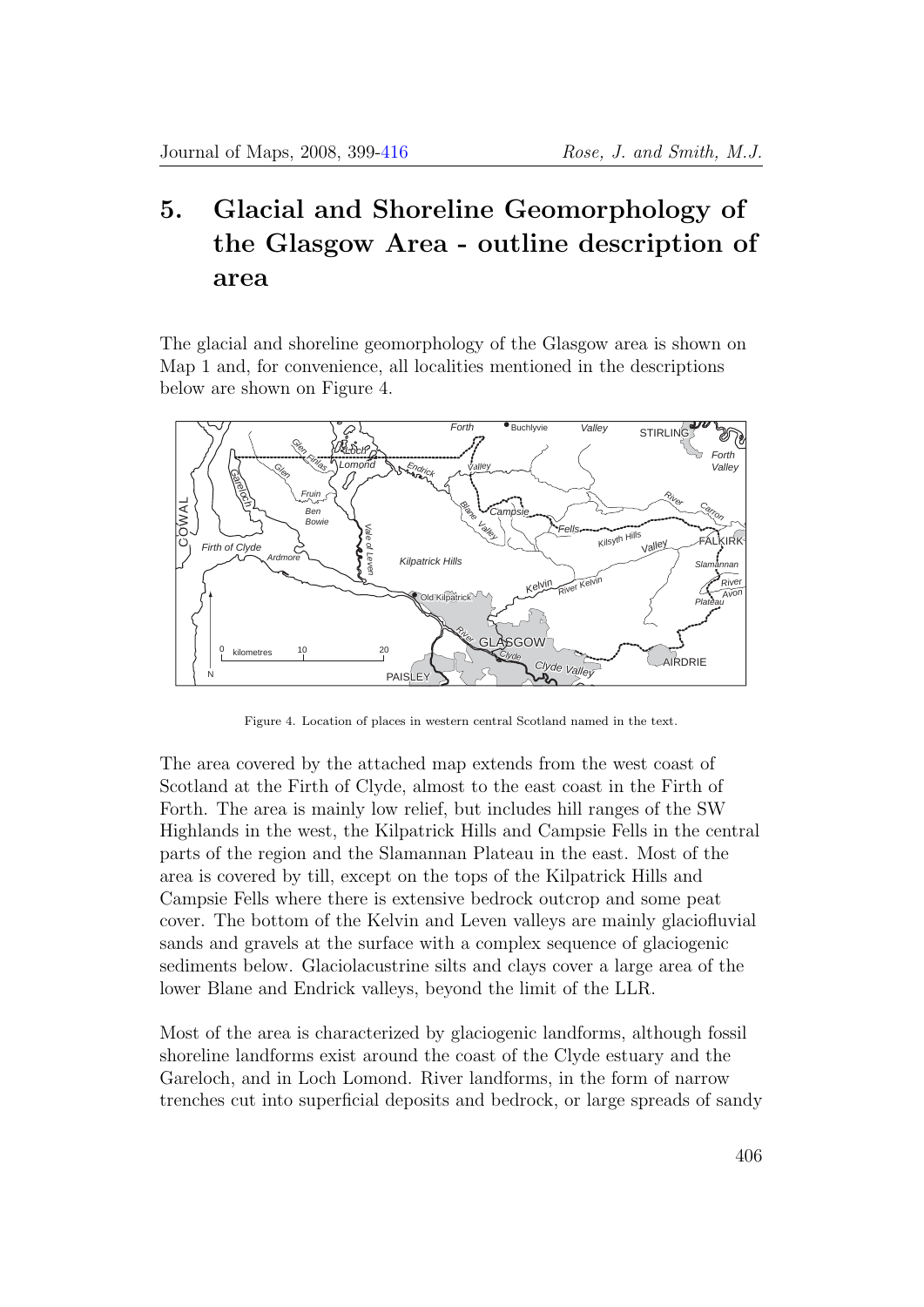# 5. Glacial and Shoreline Geomorphology of the Glasgow Area - outline description of area

The glacial and shoreline geomorphology of the Glasgow area is shown on Map 1 and, for convenience, all localities mentioned in the descriptions below are shown on Figure 4.

Figure 4. Location of places in western central Scotland named in the text.

The area covered by the attached map extends from the west coast of Scotland at the Firth of Clyde, almost to the east coast in the Firth of Forth. The area is mainly low relief, but includes hill ranges of the SW Highlands in the west, the Kilpatrick Hills and Campsie Fells in the central parts of the region and the Slamannan Plateau in the east. Most of the area is covered by till, except on the tops of the Kilpatrick Hills and Campsie Fells where there is extensive bedrock outcrop and some peat cover. The bottom of the Kelvin and Leven valleys are mainly glaciofluvial sands and gravels at the surface with a complex sequence of glaciogenic sediments below. Glaciolacustrine silts and clays cover a large area of the lower Blane and Endrick valleys, beyond the limit of the LLR.

Most of the area is characterized by glaciogenic landforms, although fossil shoreline landforms exist around the coast of the Clyde estuary and the Gareloch, and in Loch Lomond. River landforms, in the form of narrow trenches cut into superficial deposits and bedrock, or large spreads of sandy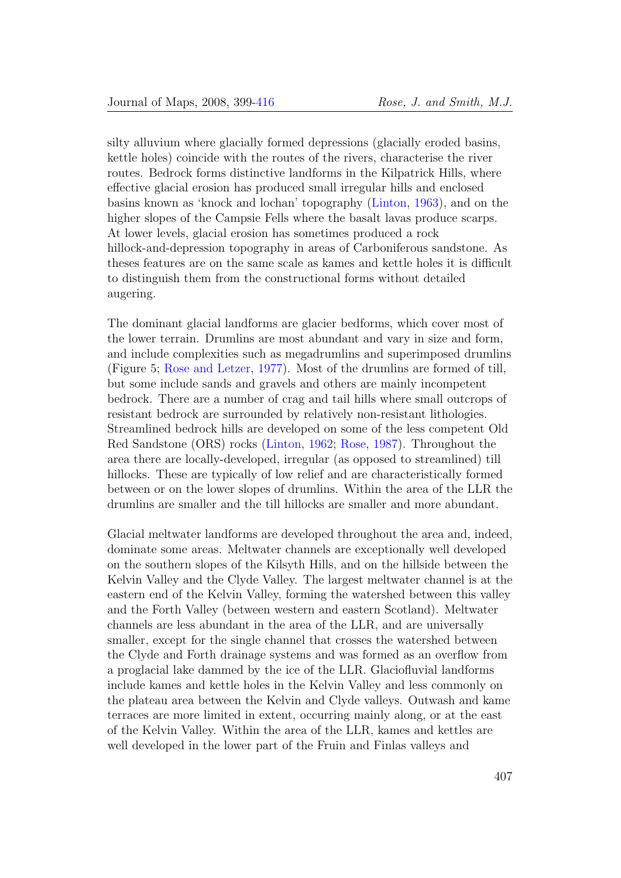silty alluvium where glacially formed depressions (glacially eroded basins, kettle holes) coincide with the routes of the rivers, characterise the river routes. Bedrock forms distinctive landforms in the Kilpatrick Hills, where effective glacial erosion has produced small irregular hills and enclosed basins known as 'knock and lochan' topography (Linton, 1963), and on the higher slopes of the Campsie Fells where the basalt lavas produce scarps. At lower levels, glacial erosion has sometimes produced a rock hillock-and-depression topography in areas of Carboniferous sandstone. As theses features are on the same scale as kames and kettle holes it is difficult to distinguish them from the constructional forms without detailed augering.

The dominant glacial landforms are glacier bedforms, which cover most of the lower terrain. Drumlins are most abundant and vary in size and form, and include complexities such as megadrumlins and superimposed drumlins (Figure 5; Rose and Letzer, 1977). Most of the drumlins are formed of till, but some include sands and gravels and others are mainly incompetent bedrock. There are a number of crag and tail hills where small outcrops of resistant bedrock are surrounded by relatively non-resistant lithologies. Streamlined bedrock hills are developed on some of the less competent Old Red Sandstone (ORS) rocks (Linton, 1962; Rose, 1987). Throughout the area there are locally-developed, irregular (as opposed to streamlined) till hillocks. These are typically of low relief and are characteristically formed between or on the lower slopes of drumlins. Within the area of the LLR the drumlins are smaller and the till hillocks are smaller and more abundant.

Glacial meltwater landforms are developed throughout the area and, indeed, dominate some areas. Meltwater channels are exceptionally well developed on the southern slopes of the Kilsyth Hills, and on the hillside between the Kelvin Valley and the Clyde Valley. The largest meltwater channel is at the eastern end of the Kelvin Valley, forming the watershed between this valley and the Forth Valley (between western and eastern Scotland). Meltwater channels are less abundant in the area of the LLR, and are universally smaller, except for the single channel that crosses the watershed between the Clyde and Forth drainage systems and was formed as an overflow from a proglacial lake dammed by the ice of the LLR. Glaciofluvial landforms include kames and kettle holes in the Kelvin Valley and less commonly on the plateau area between the Kelvin and Clyde valleys. Outwash and kame terraces are more limited in extent, occurring mainly along, or at the east of the Kelvin Valley. Within the area of the LLR, kames and kettles are well developed in the lower part of the Fruin and Finlas valleys and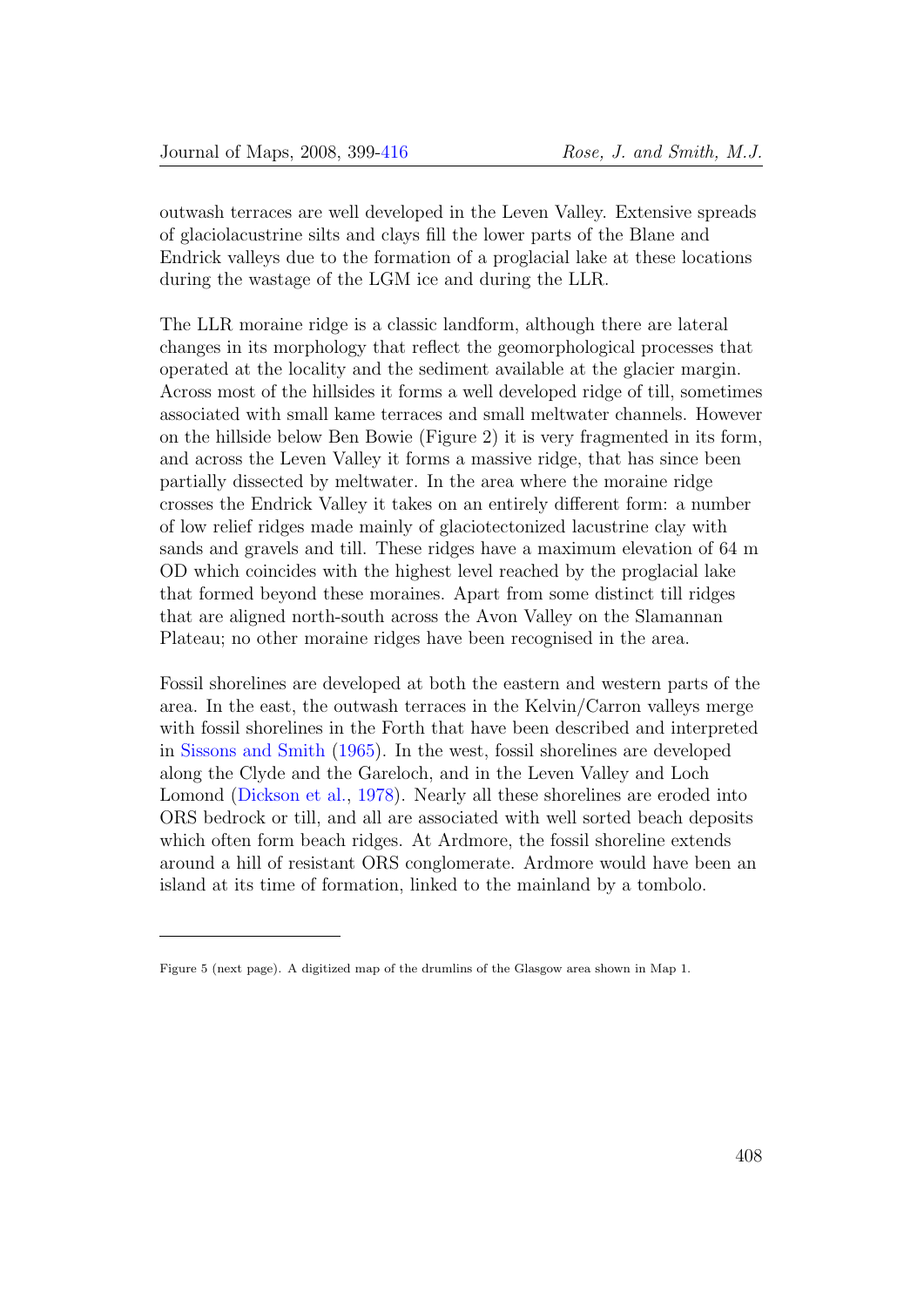outwash terraces are well developed in the Leven Valley. Extensive spreads of glaciolacustrine silts and clays fill the lower parts of the Blane and Endrick valleys due to the formation of a proglacial lake at these locations during the wastage of the LGM ice and during the LLR.

The LLR moraine ridge is a classic landform, although there are lateral changes in its morphology that reflect the geomorphological processes that operated at the locality and the sediment available at the glacier margin. Across most of the hillsides it forms a well developed ridge of till, sometimes associated with small kame terraces and small meltwater channels. However on the hillside below Ben Bowie (Figure 2) it is very fragmented in its form, and across the Leven Valley it forms a massive ridge, that has since been partially dissected by meltwater. In the area where the moraine ridge crosses the Endrick Valley it takes on an entirely different form: a number of low relief ridges made mainly of glaciotectonized lacustrine clay with sands and gravels and till. These ridges have a maximum elevation of 64 m OD which coincides with the highest level reached by the proglacial lake that formed beyond these moraines. Apart from some distinct till ridges that are aligned north-south across the Avon Valley on the Slamannan Plateau; no other moraine ridges have been recognised in the area.

Fossil shorelines are developed at both the eastern and western parts of the area. In the east, the outwash terraces in the Kelvin/Carron valleys merge with fossil shorelines in the Forth that have been described and interpreted in Sissons and Smith (1965). In the west, fossil shorelines are developed along the Clyde and the Gareloch, and in the Leven Valley and Loch Lomond (Dickson et al., 1978). Nearly all these shorelines are eroded into ORS bedrock or till, and all are associated with well sorted beach deposits which often form beach ridges. At Ardmore, the fossil shoreline extends around a hill of resistant ORS conglomerate. Ardmore would have been an island at its time of formation, linked to the mainland by a tombolo.

---

Figure 5 (next page). A digitized map of the drumlins of the Glasgow area shown in Map 1.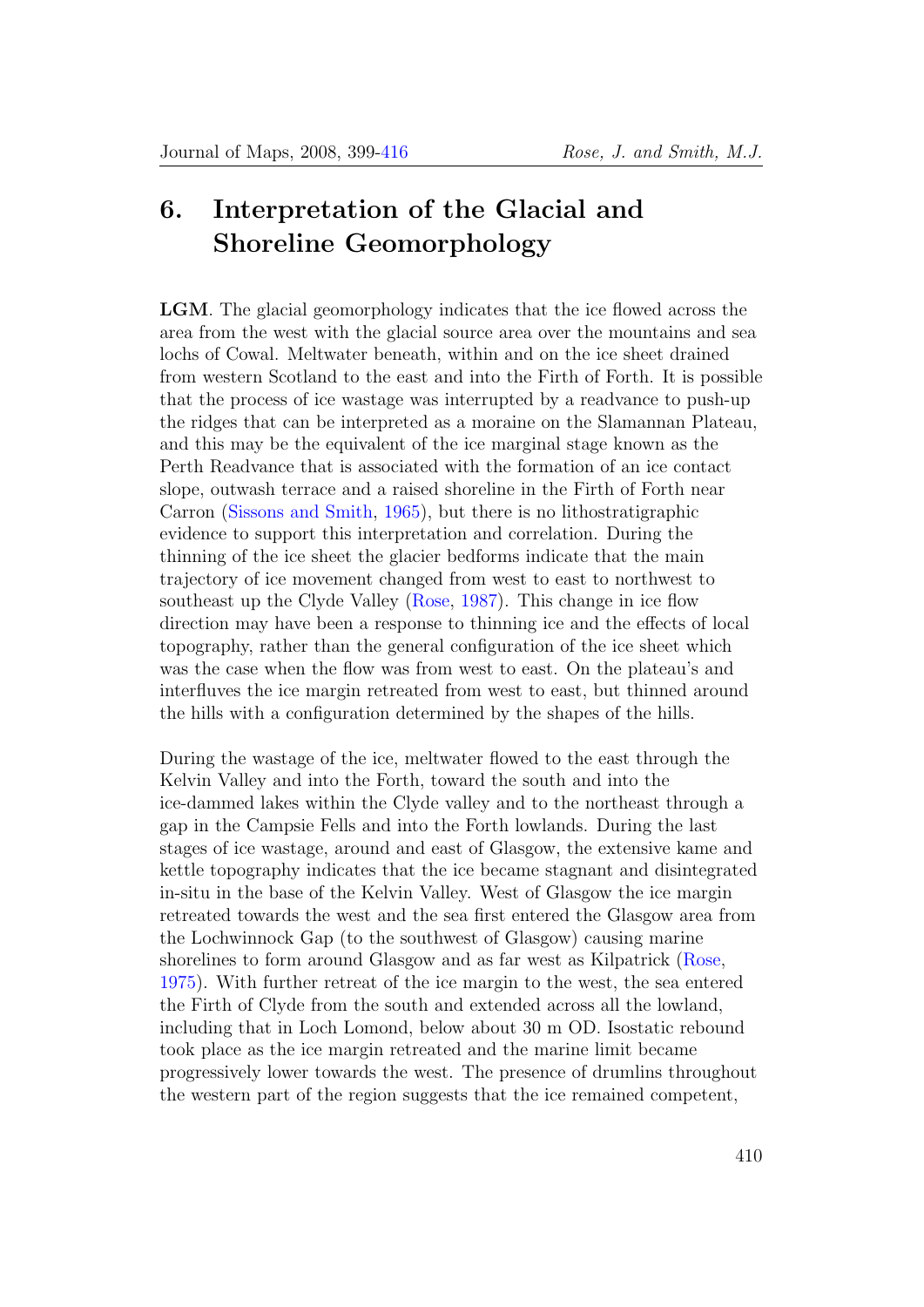# 6. Interpretation of the Glacial and Shoreline Geomorphology

**LGM**. The glacial geomorphology indicates that the ice flowed across the area from the west with the glacial source area over the mountains and sea lochs of Cowal. Meltwater beneath, within and on the ice sheet drained from western Scotland to the east and into the Firth of Forth. It is possible that the process of ice wastage was interrupted by a readvance to push-up the ridges that can be interpreted as a moraine on the Slamannan Plateau, and this may be the equivalent of the ice marginal stage known as the Perth Readvance that is associated with the formation of an ice contact slope, outwash terrace and a raised shoreline in the Firth of Forth near Carron (Sissons and Smith, 1965), but there is no lithostratigraphic evidence to support this interpretation and correlation. During the thinning of the ice sheet the glacier bedforms indicate that the main trajectory of ice movement changed from west to east to northwest to southeast up the Clyde Valley (Rose, 1987). This change in ice flow direction may have been a response to thinning ice and the effects of local topography, rather than the general configuration of the ice sheet which was the case when the flow was from west to east. On the plateau's and interfluves the ice margin retreated from west to east, but thinned around the hills with a configuration determined by the shapes of the hills.

During the wastage of the ice, meltwater flowed to the east through the Kelvin Valley and into the Forth, toward the south and into the ice-dammed lakes within the Clyde valley and to the northeast through a gap in the Campsie Fells and into the Forth lowlands. During the last stages of ice wastage, around and east of Glasgow, the extensive kame and kettle topography indicates that the ice became stagnant and disintegrated in-situ in the base of the Kelvin Valley. West of Glasgow the ice margin retreated towards the west and the sea first entered the Glasgow area from the Lochwinnock Gap (to the southwest of Glasgow) causing marine shorelines to form around Glasgow and as far west as Kilpatrick (Rose, 1975). With further retreat of the ice margin to the west, the sea entered the Firth of Clyde from the south and extended across all the lowland, including that in Loch Lomond, below about 30 m OD. Isostatic rebound took place as the ice margin retreated and the marine limit became progressively lower towards the west. The presence of drumlins throughout the western part of the region suggests that the ice remained competent,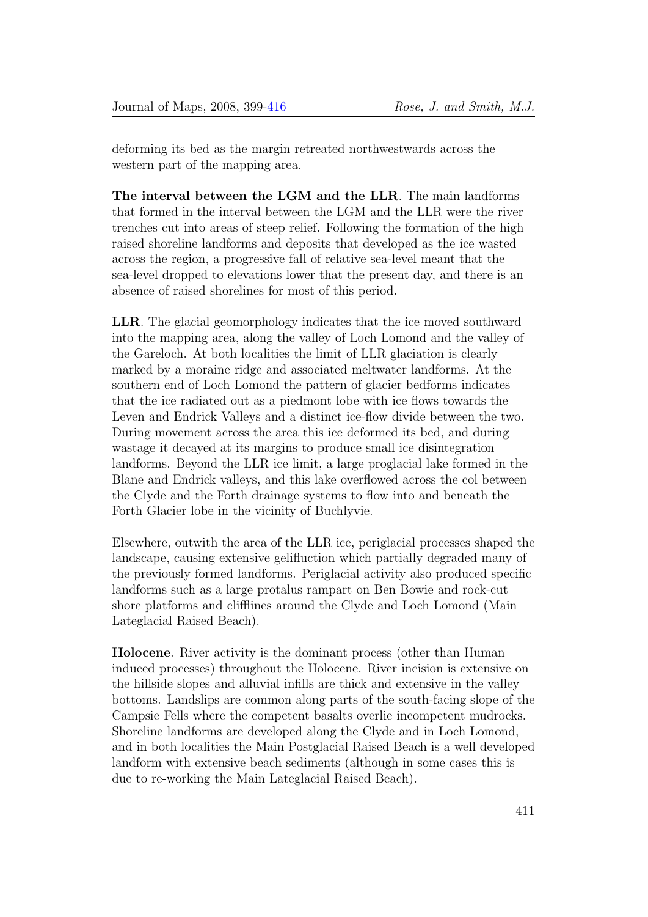deforming its bed as the margin retreated northwestwards across the western part of the mapping area.

**The interval between the LGM and the LLR**. The main landforms that formed in the interval between the LGM and the LLR were the river trenches cut into areas of steep relief. Following the formation of the high raised shoreline landforms and deposits that developed as the ice wasted across the region, a progressive fall of relative sea-level meant that the sea-level dropped to elevations lower that the present day, and there is an absence of raised shorelines for most of this period.

**LLR**. The glacial geomorphology indicates that the ice moved southward into the mapping area, along the valley of Loch Lomond and the valley of the Gareloch. At both localities the limit of LLR glaciation is clearly marked by a moraine ridge and associated meltwater landforms. At the southern end of Loch Lomond the pattern of glacier bedforms indicates that the ice radiated out as a piedmont lobe with ice flows towards the Leven and Endrick Valleys and a distinct ice-flow divide between the two. During movement across the area this ice deformed its bed, and during wastage it decayed at its margins to produce small ice disintegration landforms. Beyond the LLR ice limit, a large proglacial lake formed in the Blane and Endrick valleys, and this lake overflowed across the col between the Clyde and the Forth drainage systems to flow into and beneath the Forth Glacier lobe in the vicinity of Buchlyvie.

Elsewhere, outwith the area of the LLR ice, periglacial processes shaped the landscape, causing extensive gelifluction which partially degraded many of the previously formed landforms. Periglacial activity also produced specific landforms such as a large protalus rampart on Ben Bowie and rock-cut shore platforms and clifflines around the Clyde and Loch Lomond (Main Lateglacial Raised Beach).

**Holocene**. River activity is the dominant process (other than Human induced processes) throughout the Holocene. River incision is extensive on the hillside slopes and alluvial infills are thick and extensive in the valley bottoms. Landslips are common along parts of the south-facing slope of the Campsie Fells where the competent basalts overlie incompetent mudrocks. Shoreline landforms are developed along the Clyde and in Loch Lomond, and in both localities the Main Postglacial Raised Beach is a well developed landform with extensive beach sediments (although in some cases this is due to re-working the Main Lateglacial Raised Beach).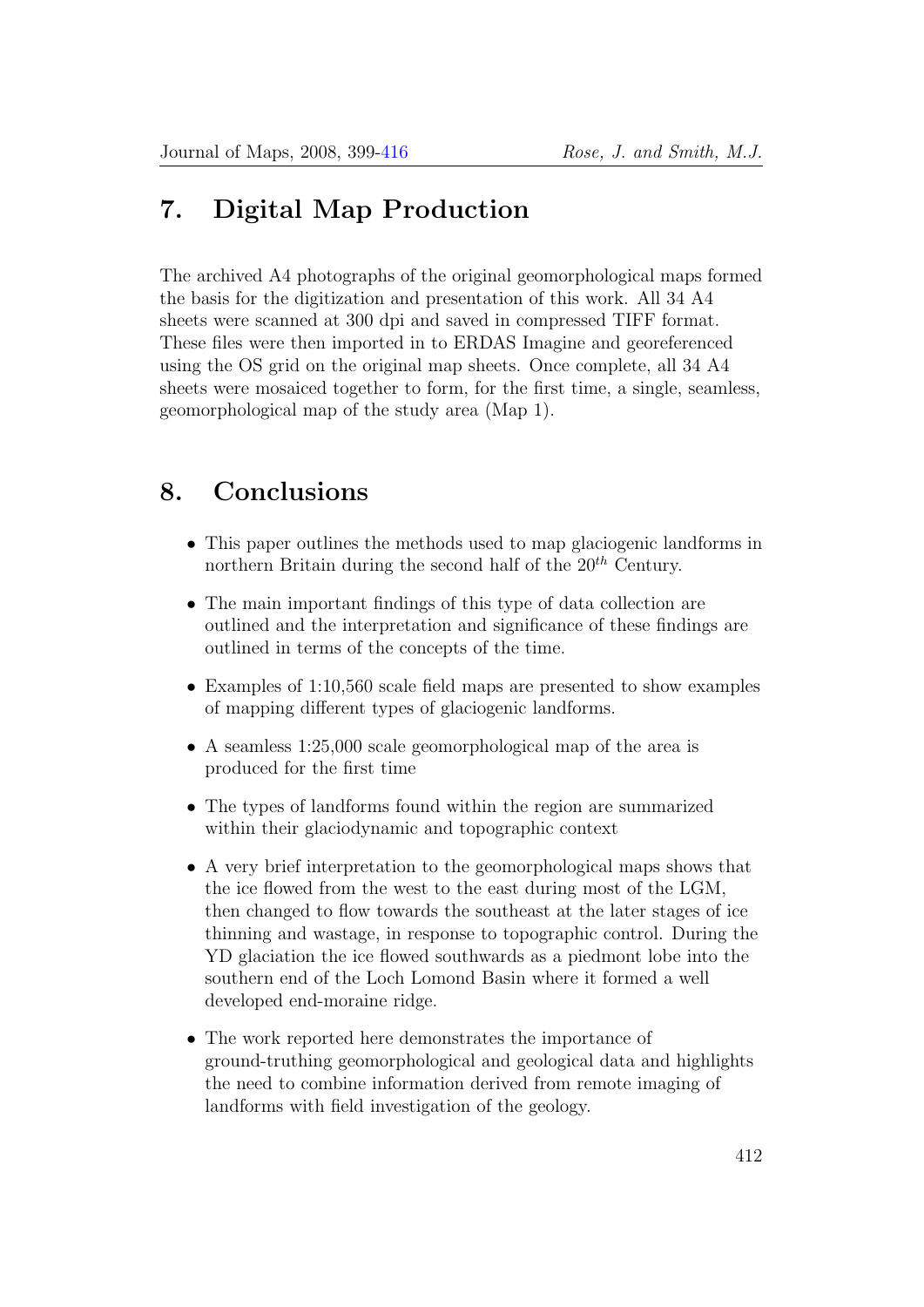## 7. Digital Map Production

The archived A4 photographs of the original geomorphological maps formed the basis for the digitization and presentation of this work. All 34 A4 sheets were scanned at 300 dpi and saved in compressed TIFF format. These files were then imported in to ERDAS Imagine and georeferenced using the OS grid on the original map sheets. Once complete, all 34 A4 sheets were mosaiced together to form, for the first time, a single, seamless, geomorphological map of the study area (Map 1).

## 8. Conclusions

- This paper outlines the methods used to map glaciogenic landforms in northern Britain during the second half of the $20^{th}$ Century.
- The main important findings of this type of data collection are outlined and the interpretation and significance of these findings are outlined in terms of the concepts of the time.
- Examples of 1:10,560 scale field maps are presented to show examples of mapping different types of glaciogenic landforms.
- A seamless 1:25,000 scale geomorphological map of the area is produced for the first time
- The types of landforms found within the region are summarized within their glaciodynamic and topographic context
- A very brief interpretation to the geomorphological maps shows that the ice flowed from the west to the east during most of the LGM, then changed to flow towards the southeast at the later stages of ice thinning and wastage, in response to topographic control. During the YD glaciation the ice flowed southwards as a piedmont lobe into the southern end of the Loch Lomond Basin where it formed a well developed end-moraine ridge.
- The work reported here demonstrates the importance of ground-truthing geomorphological and geological data and highlights the need to combine information derived from remote imaging of landforms with field investigation of the geology.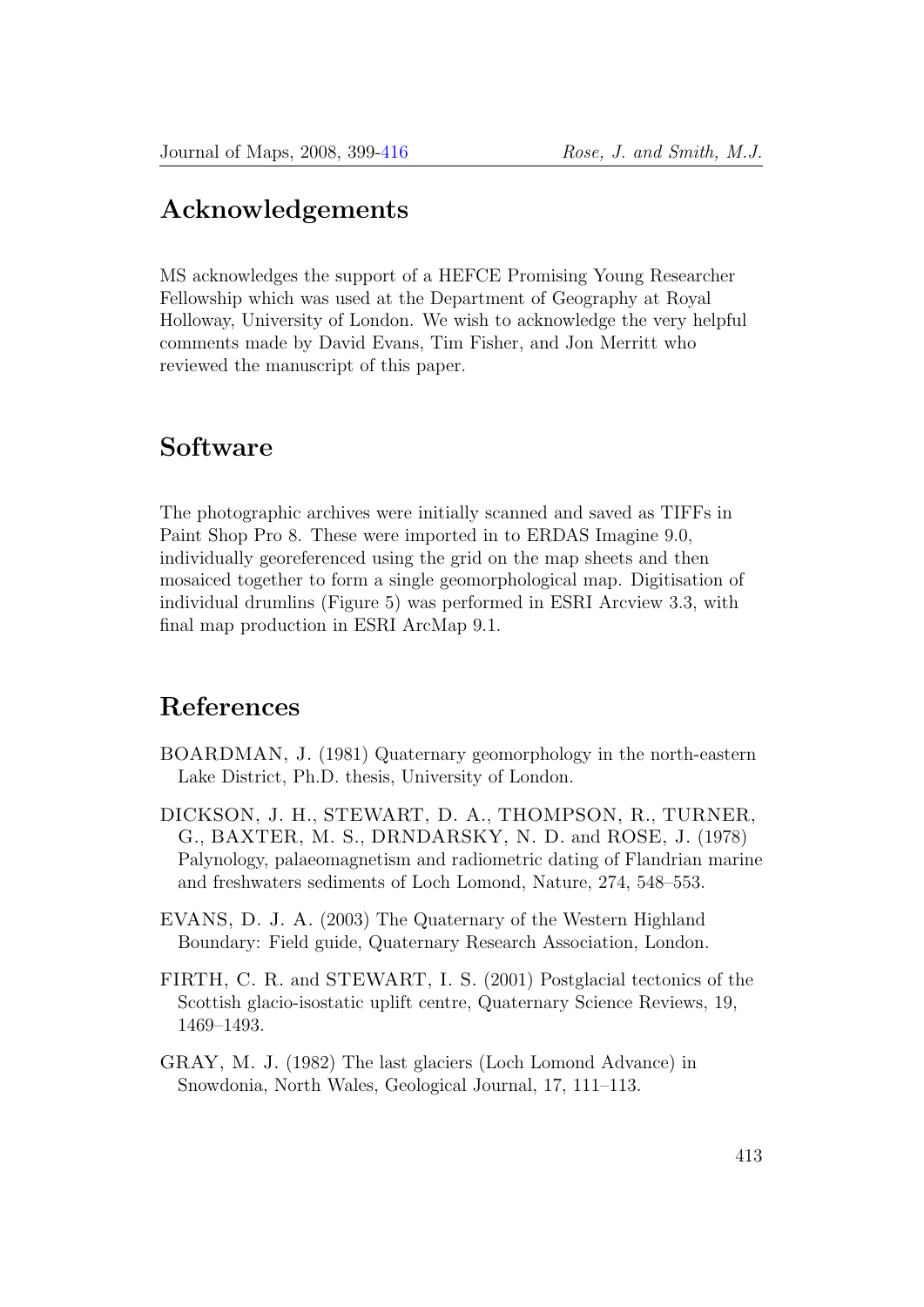## Acknowledgements

MS acknowledges the support of a HEFCE Promising Young Researcher Fellowship which was used at the Department of Geography at Royal Holloway, University of London. We wish to acknowledge the very helpful comments made by David Evans, Tim Fisher, and Jon Merritt who reviewed the manuscript of this paper.

## Software

The photographic archives were initially scanned and saved as TIFFs in Paint Shop Pro 8. These were imported in to ERDAS Imagine 9.0, individually georeferenced using the grid on the map sheets and then mosaiced together to form a single geomorphological map. Digitisation of individual drumlins (Figure 5) was performed in ESRI Arcview 3.3, with final map production in ESRI ArcMap 9.1.

## References

BOARDMAN, J. (1981) Quaternary geomorphology in the north-eastern Lake District, Ph.D. thesis, University of London.

DICKSON, J. H., STEWART, D. A., THOMPSON, R., TURNER, G., BAXTER, M. S., DRNDARSKY, N. D. and ROSE, J. (1978) Palynology, palaeomagnetism and radiometric dating of Flandrian marine and freshwaters sediments of Loch Lomond, Nature, 274, 548–553.

EVANS, D. J. A. (2003) The Quaternary of the Western Highland Boundary: Field guide, Quaternary Research Association, London.

FIRTH, C. R. and STEWART, I. S. (2001) Postglacial tectonics of the Scottish glacio-isostatic uplift centre, Quaternary Science Reviews, 19, 1469–1493.

GRAY, M. J. (1982) The last glaciers (Loch Lomond Advance) in Snowdonia, North Wales, Geological Journal, 17, 111–113.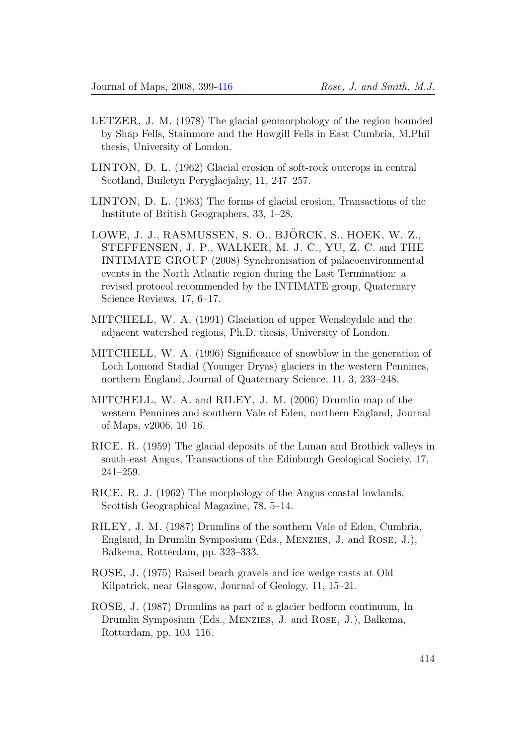LETZER, J. M. (1978) The glacial geomorphology of the region bounded by Shap Fells, Stainmore and the Howgill Fells in East Cumbria, M.Phil thesis, University of London.

LINTON, D. L. (1962) Glacial erosion of soft-rock outcrops in central Scotland, Builetyn Peryglacjalny, 11, 247–257.

LINTON, D. L. (1963) The forms of glacial erosion, Transactions of the Institute of British Geographers, 33, 1–28.

LOWE, J. J., RASMUSSEN, S. O., BJÖRCK, S., HOEK, W. Z., STEFFENSEN, J. P., WALKER, M. J. C., YU, Z. C. and THE INTIMATE GROUP (2008) Synchronisation of palaeoenvironmental events in the North Atlantic region during the Last Termination: a revised protocol recommended by the INTIMATE group, Quaternary Science Reviews, 17, 6–17.

MITCHELL, W. A. (1991) Glaciation of upper Wensleydale and the adjacent watershed regions, Ph.D. thesis, University of London.

MITCHELL, W. A. (1996) Significance of snowblow in the generation of Loch Lomond Stadial (Younger Dryas) glaciers in the western Pennines, northern England, Journal of Quaternary Science, 11, 3, 233–248.

MITCHELL, W. A. and RILEY, J. M. (2006) Drumlin map of the western Pennines and southern Vale of Eden, northern England, Journal of Maps, v2006, 10–16.

RICE, R. (1959) The glacial deposits of the Lunan and Brothick valleys in south-east Angus, Transactions of the Edinburgh Geological Society, 17, 241–259.

RICE, R. J. (1962) The morphology of the Angus coastal lowlands, Scottish Geographical Magazine, 78, 5–14.

RILEY, J. M. (1987) Drumlins of the southern Vale of Eden, Cumbria, England, In Drumlin Symposium (Eds., Menzies, J. and Rose, J.), Balkema, Rotterdam, pp. 323–333.

ROSE, J. (1975) Raised beach gravels and ice wedge casts at Old Kilpatrick, near Glasgow, Journal of Geology, 11, 15–21.

ROSE, J. (1987) Drumlins as part of a glacier bedform continuum, In Drumlin Symposium (Eds., Menzies, J. and Rose, J.), Balkema, Rotterdam, pp. 103–116.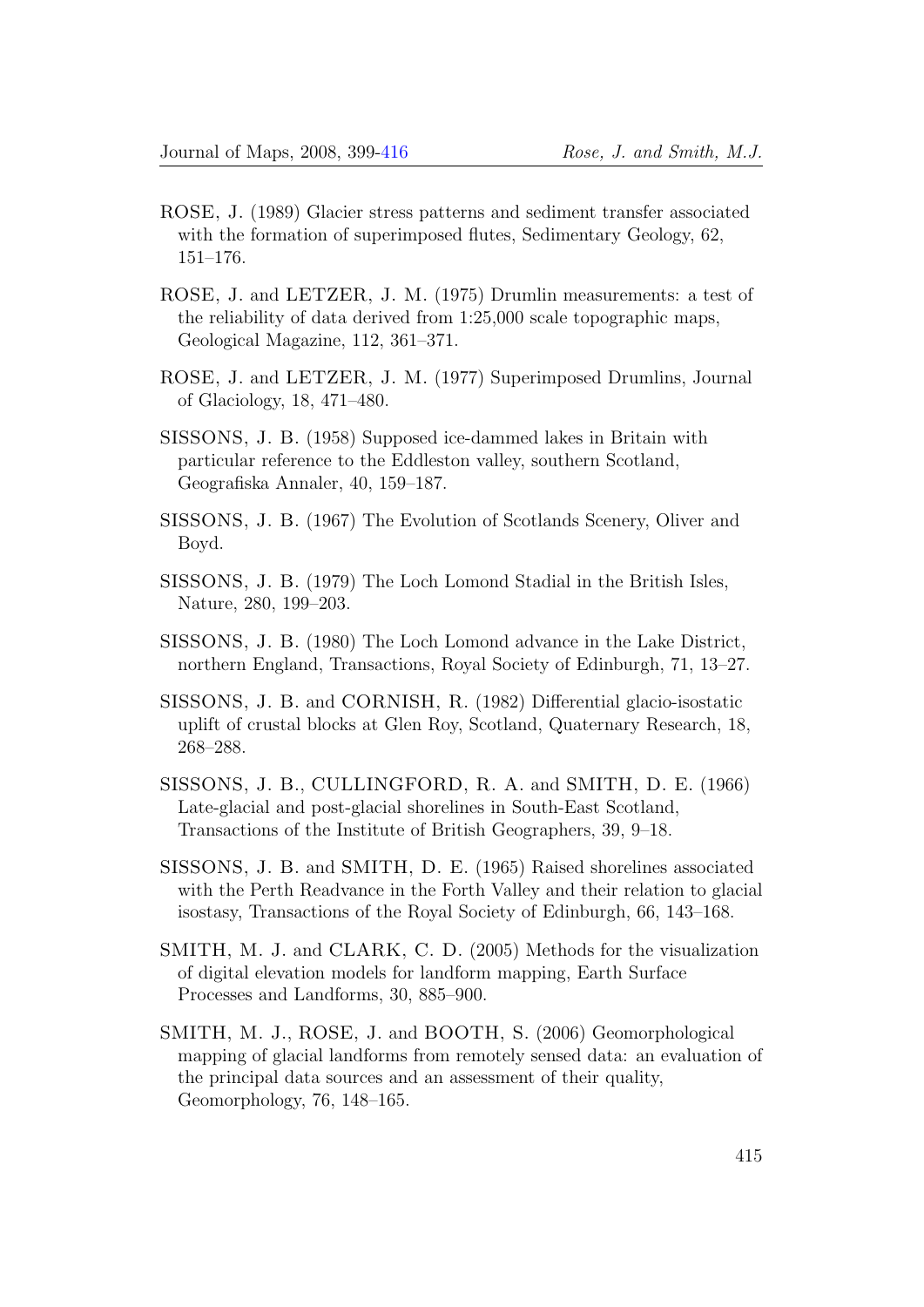ROSE, J. (1989) Glacier stress patterns and sediment transfer associated with the formation of superimposed flutes, Sedimentary Geology, 62, 151–176.

ROSE, J. and LETZER, J. M. (1975) Drumlin measurements: a test of the reliability of data derived from 1:25,000 scale topographic maps, Geological Magazine, 112, 361–371.

ROSE, J. and LETZER, J. M. (1977) Superimposed Drumlins, Journal of Glaciology, 18, 471–480.

SISSONS, J. B. (1958) Supposed ice-dammed lakes in Britain with particular reference to the Eddleston valley, southern Scotland, Geografiska Annaler, 40, 159–187.

SISSONS, J. B. (1967) The Evolution of Scotlands Scenery, Oliver and Boyd.

SISSONS, J. B. (1979) The Loch Lomond Stadial in the British Isles, Nature, 280, 199–203.

SISSONS, J. B. (1980) The Loch Lomond advance in the Lake District, northern England, Transactions, Royal Society of Edinburgh, 71, 13–27.

SISSONS, J. B. and CORNISH, R. (1982) Differential glacio-isostatic uplift of crustal blocks at Glen Roy, Scotland, Quaternary Research, 18, 268–288.

SISSONS, J. B., CULLINGFORD, R. A. and SMITH, D. E. (1966) Late-glacial and post-glacial shorelines in South-East Scotland, Transactions of the Institute of British Geographers, 39, 9–18.

SISSONS, J. B. and SMITH, D. E. (1965) Raised shorelines associated with the Perth Readvance in the Forth Valley and their relation to glacial isostasy, Transactions of the Royal Society of Edinburgh, 66, 143–168.

SMITH, M. J. and CLARK, C. D. (2005) Methods for the visualization of digital elevation models for landform mapping, Earth Surface Processes and Landforms, 30, 885–900.

SMITH, M. J., ROSE, J. and BOOTH, S. (2006) Geomorphological mapping of glacial landforms from remotely sensed data: an evaluation of the principal data sources and an assessment of their quality, Geomorphology, 76, 148–165.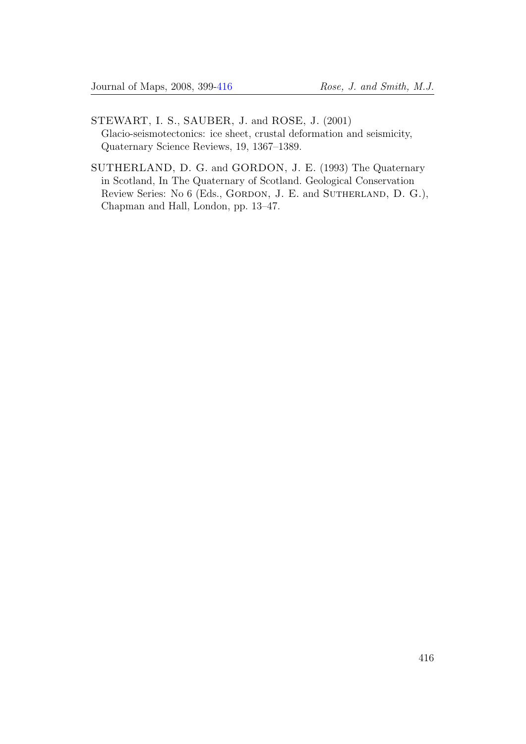STEWART, I. S., SAUBER, J. and ROSE, J. (2001) Glacio-seismotectonics: ice sheet, crustal deformation and seismicity, Quaternary Science Reviews, 19, 1367–1389.

SUTHERLAND, D. G. and GORDON, J. E. (1993) The Quaternary in Scotland, In The Quaternary of Scotland. Geological Conservation Review Series: No 6 (Eds., GORDON, J. E. and SUTHERLAND, D. G.), Chapman and Hall, London, pp. 13–47.